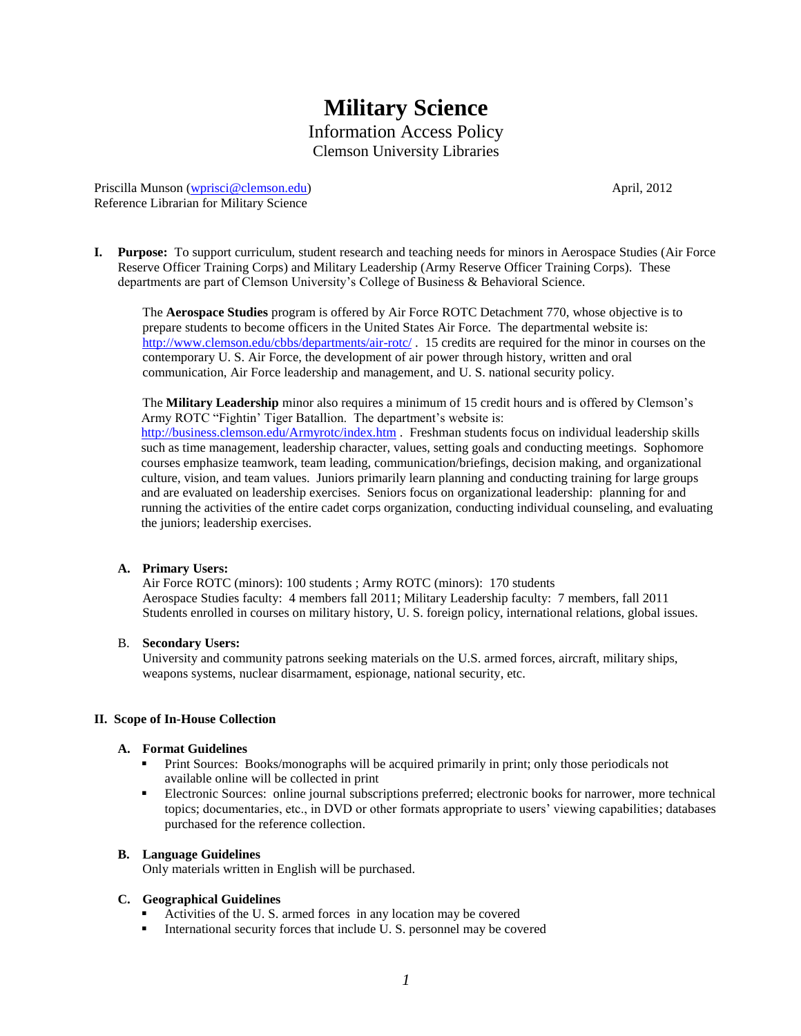# Military Science

Information Access Policy
Clemson University Libraries

Priscilla Munson (wprisci@clemson.edu)
Reference Librarian for Military Science

April, 2012

**I. Purpose:** To support curriculum, student research and teaching needs for minors in Aerospace Studies (Air Force Reserve Officer Training Corps) and Military Leadership (Army Reserve Officer Training Corps). These departments are part of Clemson University's College of Business & Behavioral Science.

The **Aerospace Studies** program is offered by Air Force ROTC Detachment 770, whose objective is to prepare students to become officers in the United States Air Force. The departmental website is: http://www.clemson.edu/cbbs/departments/air-rotc/ . 15 credits are required for the minor in courses on the contemporary U. S. Air Force, the development of air power through history, written and oral communication, Air Force leadership and management, and U. S. national security policy.

The **Military Leadership** minor also requires a minimum of 15 credit hours and is offered by Clemson's Army ROTC "Fightin' Tiger Batallion. The department's website is: http://business.clemson.edu/Armyrotc/index.htm . Freshman students focus on individual leadership skills such as time management, leadership character, values, setting goals and conducting meetings. Sophomore courses emphasize teamwork, team leading, communication/briefings, decision making, and organizational culture, vision, and team values. Juniors primarily learn planning and conducting training for large groups and are evaluated on leadership exercises. Seniors focus on organizational leadership: planning for and running the activities of the entire cadet corps organization, conducting individual counseling, and evaluating the juniors; leadership exercises.

**A. Primary Users:**
Air Force ROTC (minors): 100 students ; Army ROTC (minors): 170 students
Aerospace Studies faculty: 4 members fall 2011; Military Leadership faculty: 7 members, fall 2011
Students enrolled in courses on military history, U. S. foreign policy, international relations, global issues.

B. **Secondary Users:**
University and community patrons seeking materials on the U.S. armed forces, aircraft, military ships, weapons systems, nuclear disarmament, espionage, national security, etc.

## II. Scope of In-House Collection

**A. Format Guidelines**

- Print Sources: Books/monographs will be acquired primarily in print; only those periodicals not available online will be collected in print
- Electronic Sources: online journal subscriptions preferred; electronic books for narrower, more technical topics; documentaries, etc., in DVD or other formats appropriate to users' viewing capabilities; databases purchased for the reference collection.

**B. Language Guidelines**
Only materials written in English will be purchased.

**C. Geographical Guidelines**

- Activities of the U. S. armed forces in any location may be covered
- International security forces that include U. S. personnel may be covered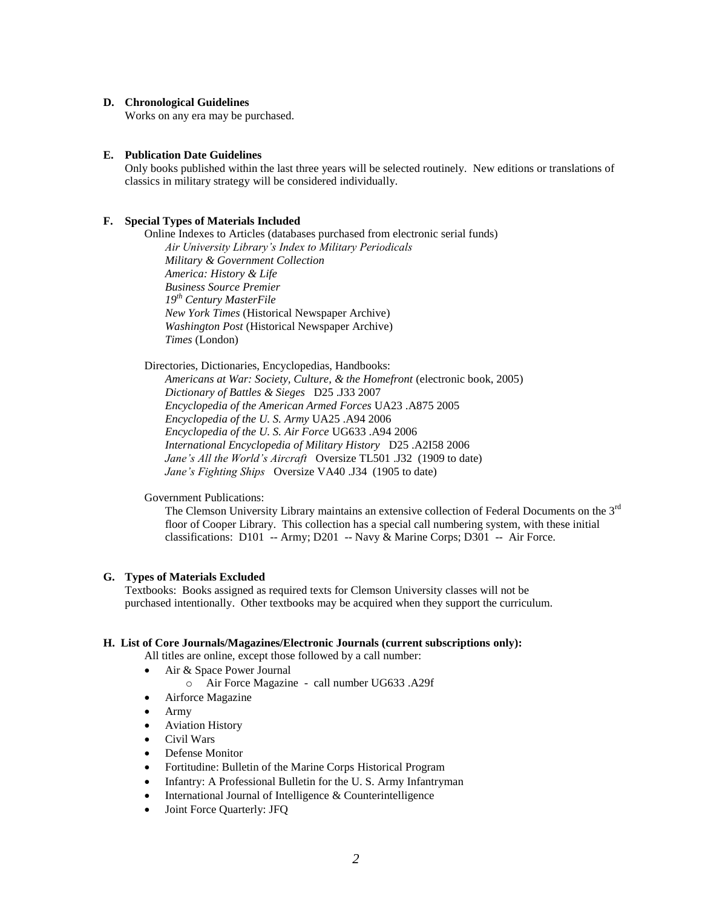**D. Chronological Guidelines**

Works on any era may be purchased.

**E. Publication Date Guidelines**

Only books published within the last three years will be selected routinely. New editions or translations of classics in military strategy will be considered individually.

**F. Special Types of Materials Included**

Online Indexes to Articles (databases purchased from electronic serial funds)

*Air University Library's Index to Military Periodicals*
*Military & Government Collection*
*America: History & Life*
*Business Source Premier*
*19th Century MasterFile*
*New York Times* (Historical Newspaper Archive)
*Washington Post* (Historical Newspaper Archive)
*Times* (London)

Directories, Dictionaries, Encyclopedias, Handbooks:

*Americans at War: Society, Culture, & the Homefront* (electronic book, 2005)
*Dictionary of Battles & Sieges* D25 .J33 2007
*Encyclopedia of the American Armed Forces* UA23 .A875 2005
*Encyclopedia of the U. S. Army* UA25 .A94 2006
*Encyclopedia of the U. S. Air Force* UG633 .A94 2006
*International Encyclopedia of Military History* D25 .A2I58 2006
*Jane's All the World's Aircraft* Oversize TL501 .J32 (1909 to date)
*Jane's Fighting Ships* Oversize VA40 .J34 (1905 to date)

Government Publications:

The Clemson University Library maintains an extensive collection of Federal Documents on the 3rd floor of Cooper Library. This collection has a special call numbering system, with these initial classifications: D101 -- Army; D201 -- Navy & Marine Corps; D301 -- Air Force.

**G. Types of Materials Excluded**

Textbooks: Books assigned as required texts for Clemson University classes will not be purchased intentionally. Other textbooks may be acquired when they support the curriculum.

**H. List of Core Journals/Magazines/Electronic Journals (current subscriptions only):**

All titles are online, except those followed by a call number:

- Air & Space Power Journal
  - Air Force Magazine - call number UG633 .A29f
- Airforce Magazine
- Army
- Aviation History
- Civil Wars
- Defense Monitor
- Fortitudine: Bulletin of the Marine Corps Historical Program
- Infantry: A Professional Bulletin for the U. S. Army Infantryman
- International Journal of Intelligence & Counterintelligence
- Joint Force Quarterly: JFQ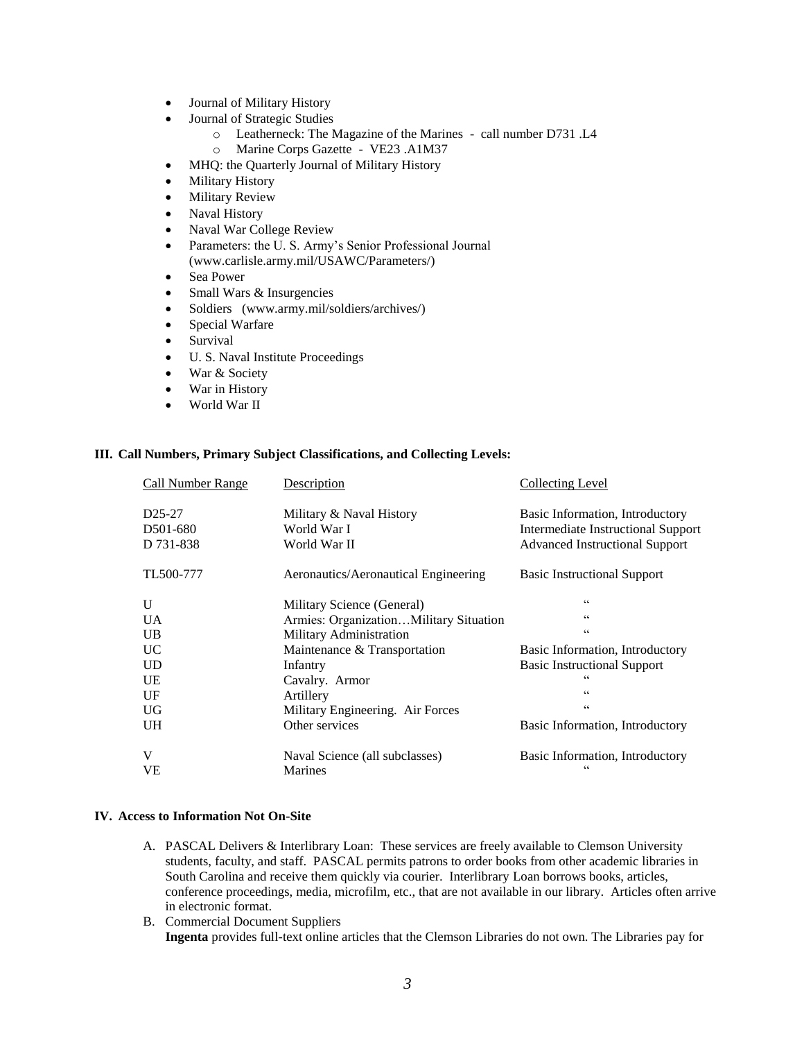- Journal of Military History
- Journal of Strategic Studies
    - Leatherneck: The Magazine of the Marines - call number D731 .L4
    - Marine Corps Gazette - VE23 .A1M37
- MHQ: the Quarterly Journal of Military History
- Military History
- Military Review
- Naval History
- Naval War College Review
- Parameters: the U. S. Army's Senior Professional Journal (www.carlisle.army.mil/USAWC/Parameters/)
- Sea Power
- Small Wars & Insurgencies
- Soldiers (www.army.mil/soldiers/archives/)
- Special Warfare
- Survival
- U. S. Naval Institute Proceedings
- War & Society
- War in History
- World War II

### III. Call Numbers, Primary Subject Classifications, and Collecting Levels:

| Call Number Range | Description | Collecting Level |
|---|---|---|
| D25-27 | Military & Naval History | Basic Information, Introductory |
| D501-680 | World War I | Intermediate Instructional Support |
| D 731-838 | World War II | Advanced Instructional Support |
| TL500-777 | Aeronautics/Aeronautical Engineering | Basic Instructional Support |
| U | Military Science (General) | " |
| UA | Armies: Organization…Military Situation | " |
| UB | Military Administration | " |
| UC | Maintenance & Transportation | Basic Information, Introductory |
| UD | Infantry | Basic Instructional Support |
| UE | Cavalry. Armor | " |
| UF | Artillery | " |
| UG | Military Engineering. Air Forces | " |
| UH | Other services | Basic Information, Introductory |
| V | Naval Science (all subclasses) | Basic Information, Introductory |
| VE | Marines | " |

### IV. Access to Information Not On-Site

A. PASCAL Delivers & Interlibrary Loan: These services are freely available to Clemson University students, faculty, and staff. PASCAL permits patrons to order books from other academic libraries in South Carolina and receive them quickly via courier. Interlibrary Loan borrows books, articles, conference proceedings, media, microfilm, etc., that are not available in our library. Articles often arrive in electronic format.

B. Commercial Document Suppliers
**Ingenta** provides full-text online articles that the Clemson Libraries do not own. The Libraries pay for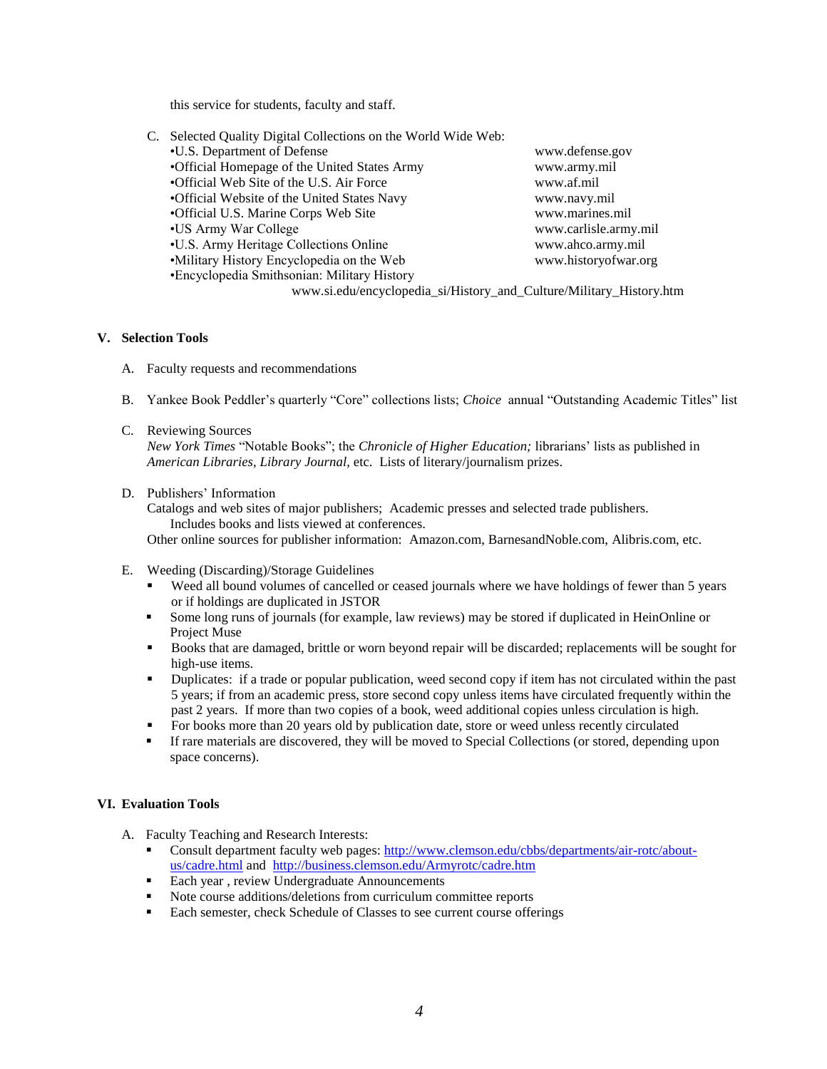this service for students, faculty and staff.

C. Selected Quality Digital Collections on the World Wide Web:

| | |
|---|---|
| •U.S. Department of Defense | www.defense.gov |
| •Official Homepage of the United States Army | www.army.mil |
| •Official Web Site of the U.S. Air Force | www.af.mil |
| •Official Website of the United States Navy | www.navy.mil |
| •Official U.S. Marine Corps Web Site | www.marines.mil |
| •US Army War College | www.carlisle.army.mil |
| •U.S. Army Heritage Collections Online | www.ahco.army.mil |
| •Military History Encyclopedia on the Web | www.historyofwar.org |
| •Encyclopedia Smithsonian: Military History | www.si.edu/encyclopedia_si/History_and_Culture/Military_History.htm |

## V. Selection Tools

A. Faculty requests and recommendations

B. Yankee Book Peddler's quarterly "Core" collections lists; *Choice* annual "Outstanding Academic Titles" list

C. Reviewing Sources
*New York Times* "Notable Books"; the *Chronicle of Higher Education;* librarians' lists as published in *American Libraries*, *Library Journal*, etc. Lists of literary/journalism prizes.

D. Publishers' Information
Catalogs and web sites of major publishers; Academic presses and selected trade publishers. Includes books and lists viewed at conferences.
Other online sources for publisher information: Amazon.com, BarnesandNoble.com, Alibris.com, etc.

E. Weeding (Discarding)/Storage Guidelines
- Weed all bound volumes of cancelled or ceased journals where we have holdings of fewer than 5 years or if holdings are duplicated in JSTOR
- Some long runs of journals (for example, law reviews) may be stored if duplicated in HeinOnline or Project Muse
- Books that are damaged, brittle or worn beyond repair will be discarded; replacements will be sought for high-use items.
- Duplicates: if a trade or popular publication, weed second copy if item has not circulated within the past 5 years; if from an academic press, store second copy unless items have circulated frequently within the past 2 years. If more than two copies of a book, weed additional copies unless circulation is high.
- For books more than 20 years old by publication date, store or weed unless recently circulated
- If rare materials are discovered, they will be moved to Special Collections (or stored, depending upon space concerns).

## VI. Evaluation Tools

A. Faculty Teaching and Research Interests:
- Consult department faculty web pages: http://www.clemson.edu/cbbs/departments/air-rotc/about-us/cadre.html and http://business.clemson.edu/Armyrotc/cadre.htm
- Each year , review Undergraduate Announcements
- Note course additions/deletions from curriculum committee reports
- Each semester, check Schedule of Classes to see current course offerings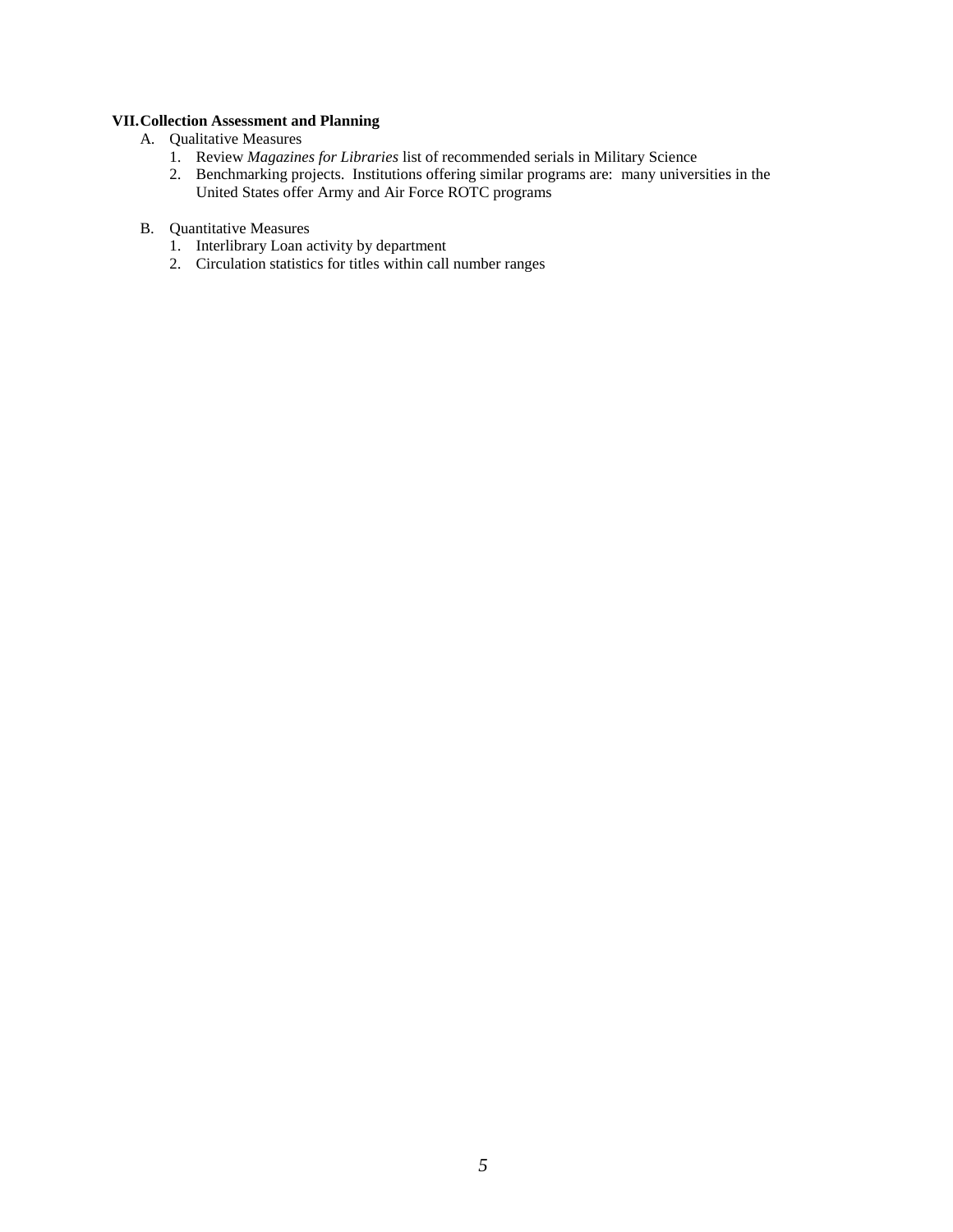## VII. Collection Assessment and Planning

A. Qualitative Measures
   1. Review *Magazines for Libraries* list of recommended serials in Military Science
   2. Benchmarking projects. Institutions offering similar programs are: many universities in the United States offer Army and Air Force ROTC programs

B. Quantitative Measures
   1. Interlibrary Loan activity by department
   2. Circulation statistics for titles within call number ranges